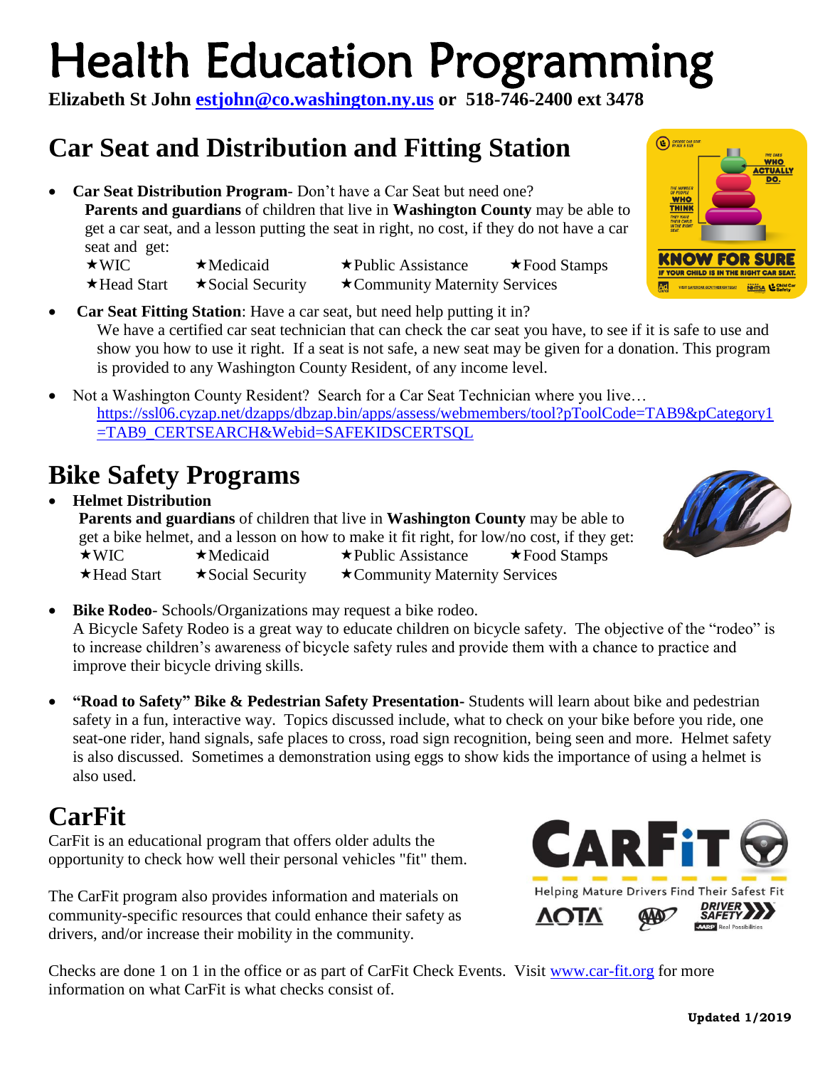# Health Education Programming

**Elizabeth St John estjohn@co.washington.ny.us or 518-746-2400 ext 3478**

## Car Seat and Distribution and Fitting Station

- **Car Seat Distribution Program**- Don't have a Car Seat but need one?
  **Parents and guardians** of children that live in **Washington County** may be able to get a car seat, and a lesson putting the seat in right, no cost, if they do not have a car seat and get:
  ★WIC ★Medicaid ★Public Assistance ★Food Stamps
  ★Head Start ★Social Security ★Community Maternity Services
- **Car Seat Fitting Station**: Have a car seat, but need help putting it in?
  We have a certified car seat technician that can check the car seat you have, to see if it is safe to use and show you how to use it right. If a seat is not safe, a new seat may be given for a donation. This program is provided to any Washington County Resident, of any income level.
- Not a Washington County Resident? Search for a Car Seat Technician where you live…
  https://ssl06.cyzap.net/dzapps/dbzap.bin/apps/assess/webmembers/tool?pToolCode=TAB9&pCategory1=TAB9_CERTSEARCH&Webid=SAFEKIDSCERTSQL

## Bike Safety Programs

- **Helmet Distribution**
  **Parents and guardians** of children that live in **Washington County** may be able to get a bike helmet, and a lesson on how to make it fit right, for low/no cost, if they get:
  ★WIC ★Medicaid ★Public Assistance ★Food Stamps
  ★Head Start ★Social Security ★Community Maternity Services
- **Bike Rodeo**- Schools/Organizations may request a bike rodeo.
  A Bicycle Safety Rodeo is a great way to educate children on bicycle safety. The objective of the "rodeo" is to increase children's awareness of bicycle safety rules and provide them with a chance to practice and improve their bicycle driving skills.
- **"Road to Safety" Bike & Pedestrian Safety Presentation-** Students will learn about bike and pedestrian safety in a fun, interactive way. Topics discussed include, what to check on your bike before you ride, one seat-one rider, hand signals, safe places to cross, road sign recognition, being seen and more. Helmet safety is also discussed. Sometimes a demonstration using eggs to show kids the importance of using a helmet is also used.

## CarFit

CarFit is an educational program that offers older adults the opportunity to check how well their personal vehicles "fit" them.

The CarFit program also provides information and materials on community-specific resources that could enhance their safety as drivers, and/or increase their mobility in the community.

Checks are done 1 on 1 in the office or as part of CarFit Check Events. Visit www.car-fit.org for more information on what CarFit is what checks consist of.

**Updated 1/2019**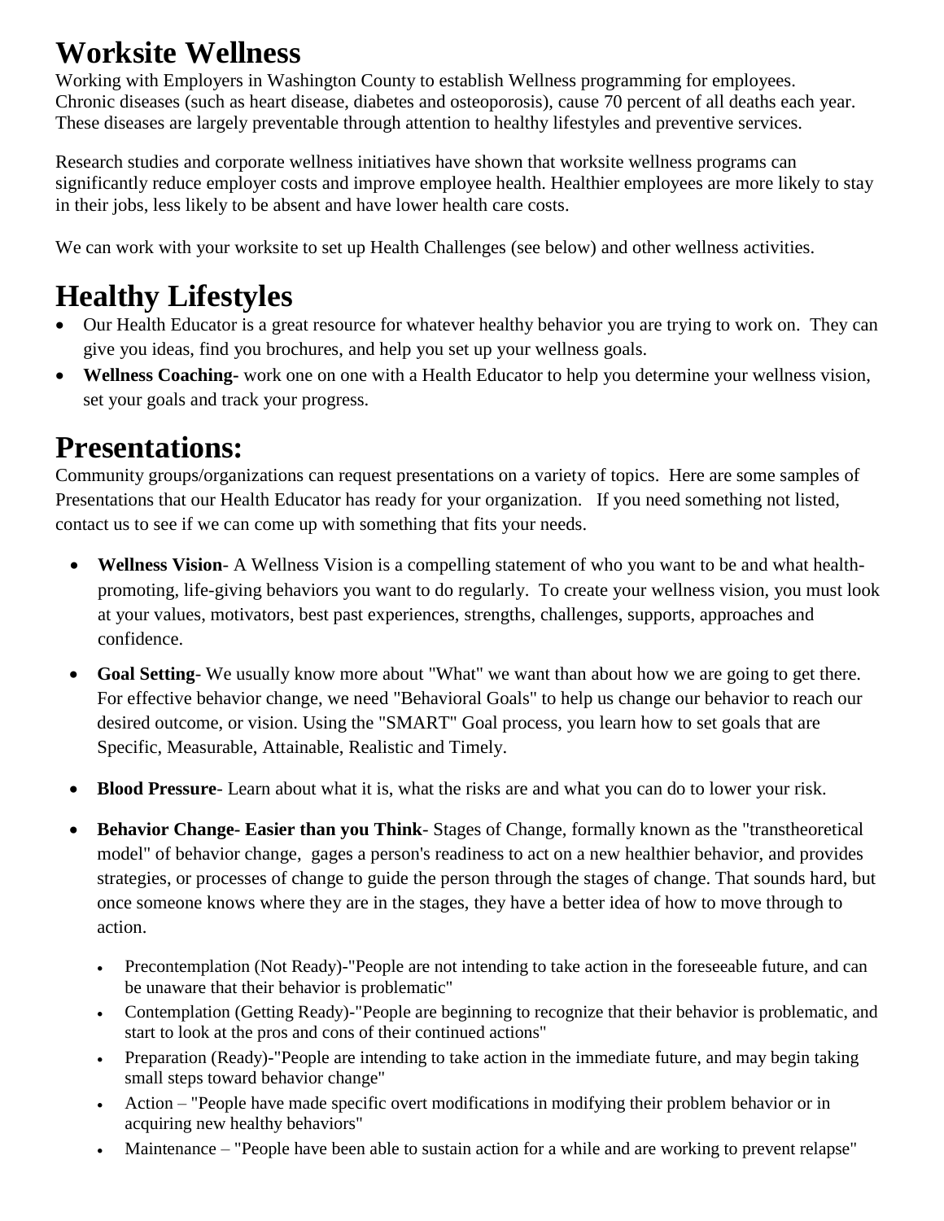# Worksite Wellness

Working with Employers in Washington County to establish Wellness programming for employees.
Chronic diseases (such as heart disease, diabetes and osteoporosis), cause 70 percent of all deaths each year. These diseases are largely preventable through attention to healthy lifestyles and preventive services.

Research studies and corporate wellness initiatives have shown that worksite wellness programs can significantly reduce employer costs and improve employee health. Healthier employees are more likely to stay in their jobs, less likely to be absent and have lower health care costs.

We can work with your worksite to set up Health Challenges (see below) and other wellness activities.

# Healthy Lifestyles

- Our Health Educator is a great resource for whatever healthy behavior you are trying to work on. They can give you ideas, find you brochures, and help you set up your wellness goals.
- **Wellness Coaching**- work one on one with a Health Educator to help you determine your wellness vision, set your goals and track your progress.

# Presentations:

Community groups/organizations can request presentations on a variety of topics. Here are some samples of Presentations that our Health Educator has ready for your organization. If you need something not listed, contact us to see if we can come up with something that fits your needs.

- **Wellness Vision**- A Wellness Vision is a compelling statement of who you want to be and what health-promoting, life-giving behaviors you want to do regularly. To create your wellness vision, you must look at your values, motivators, best past experiences, strengths, challenges, supports, approaches and confidence.
- **Goal Setting**- We usually know more about "What" we want than about how we are going to get there. For effective behavior change, we need "Behavioral Goals" to help us change our behavior to reach our desired outcome, or vision. Using the "SMART" Goal process, you learn how to set goals that are Specific, Measurable, Attainable, Realistic and Timely.
- **Blood Pressure**- Learn about what it is, what the risks are and what you can do to lower your risk.
- **Behavior Change- Easier than you Think**- Stages of Change, formally known as the "transtheoretical model" of behavior change, gages a person's readiness to act on a new healthier behavior, and provides strategies, or processes of change to guide the person through the stages of change. That sounds hard, but once someone knows where they are in the stages, they have a better idea of how to move through to action.
  - Precontemplation (Not Ready)-"People are not intending to take action in the foreseeable future, and can be unaware that their behavior is problematic"
  - Contemplation (Getting Ready)-"People are beginning to recognize that their behavior is problematic, and start to look at the pros and cons of their continued actions"
  - Preparation (Ready)-"People are intending to take action in the immediate future, and may begin taking small steps toward behavior change"
  - Action – "People have made specific overt modifications in modifying their problem behavior or in acquiring new healthy behaviors"
  - Maintenance – "People have been able to sustain action for a while and are working to prevent relapse"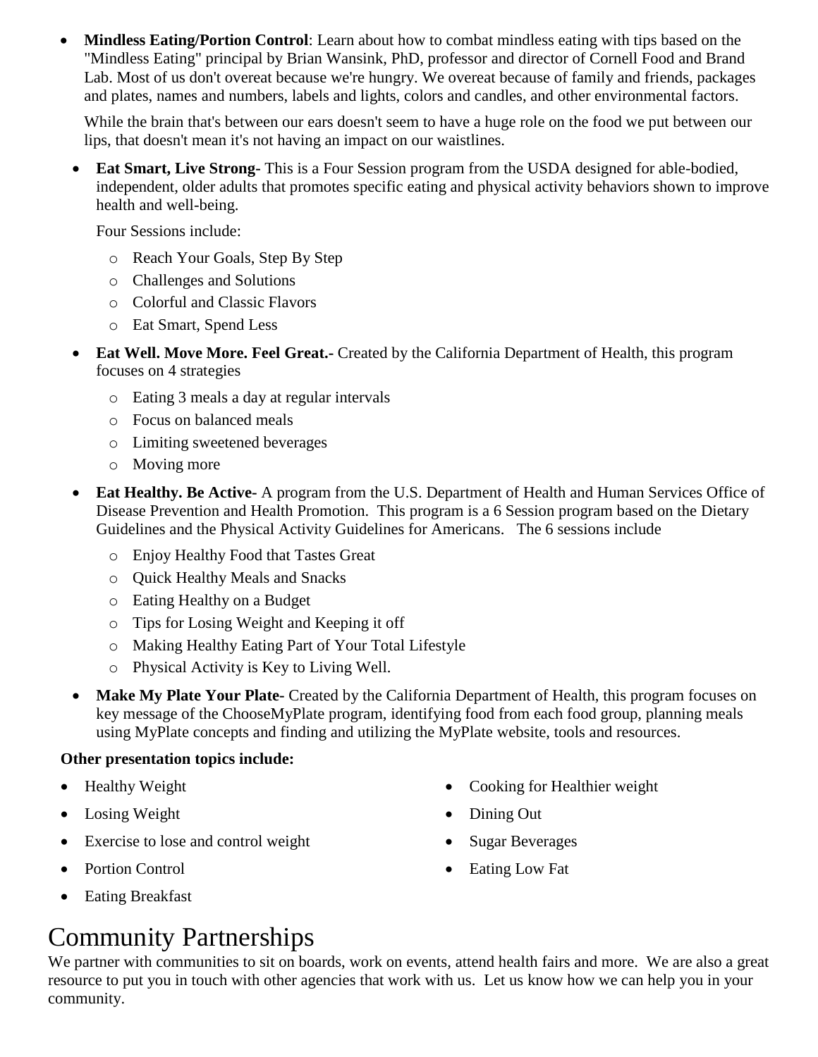- **Mindless Eating/Portion Control**: Learn about how to combat mindless eating with tips based on the "Mindless Eating" principal by Brian Wansink, PhD, professor and director of Cornell Food and Brand Lab. Most of us don't overeat because we're hungry. We overeat because of family and friends, packages and plates, names and numbers, labels and lights, colors and candles, and other environmental factors.

  While the brain that's between our ears doesn't seem to have a huge role on the food we put between our lips, that doesn't mean it's not having an impact on our waistlines.

- **Eat Smart, Live Strong-** This is a Four Session program from the USDA designed for able-bodied, independent, older adults that promotes specific eating and physical activity behaviors shown to improve health and well-being.

  Four Sessions include:

  - Reach Your Goals, Step By Step
  - Challenges and Solutions
  - Colorful and Classic Flavors
  - Eat Smart, Spend Less

- **Eat Well. Move More. Feel Great.-** Created by the California Department of Health, this program focuses on 4 strategies

  - Eating 3 meals a day at regular intervals
  - Focus on balanced meals
  - Limiting sweetened beverages
  - Moving more

- **Eat Healthy. Be Active-** A program from the U.S. Department of Health and Human Services Office of Disease Prevention and Health Promotion. This program is a 6 Session program based on the Dietary Guidelines and the Physical Activity Guidelines for Americans. The 6 sessions include

  - Enjoy Healthy Food that Tastes Great
  - Quick Healthy Meals and Snacks
  - Eating Healthy on a Budget
  - Tips for Losing Weight and Keeping it off
  - Making Healthy Eating Part of Your Total Lifestyle
  - Physical Activity is Key to Living Well.

- **Make My Plate Your Plate-** Created by the California Department of Health, this program focuses on key message of the ChooseMyPlate program, identifying food from each food group, planning meals using MyPlate concepts and finding and utilizing the MyPlate website, tools and resources.

**Other presentation topics include:**

- Healthy Weight
- Losing Weight
- Exercise to lose and control weight
- Portion Control
- Eating Breakfast
- Cooking for Healthier weight
- Dining Out
- Sugar Beverages
- Eating Low Fat

# Community Partnerships

We partner with communities to sit on boards, work on events, attend health fairs and more. We are also a great resource to put you in touch with other agencies that work with us. Let us know how we can help you in your community.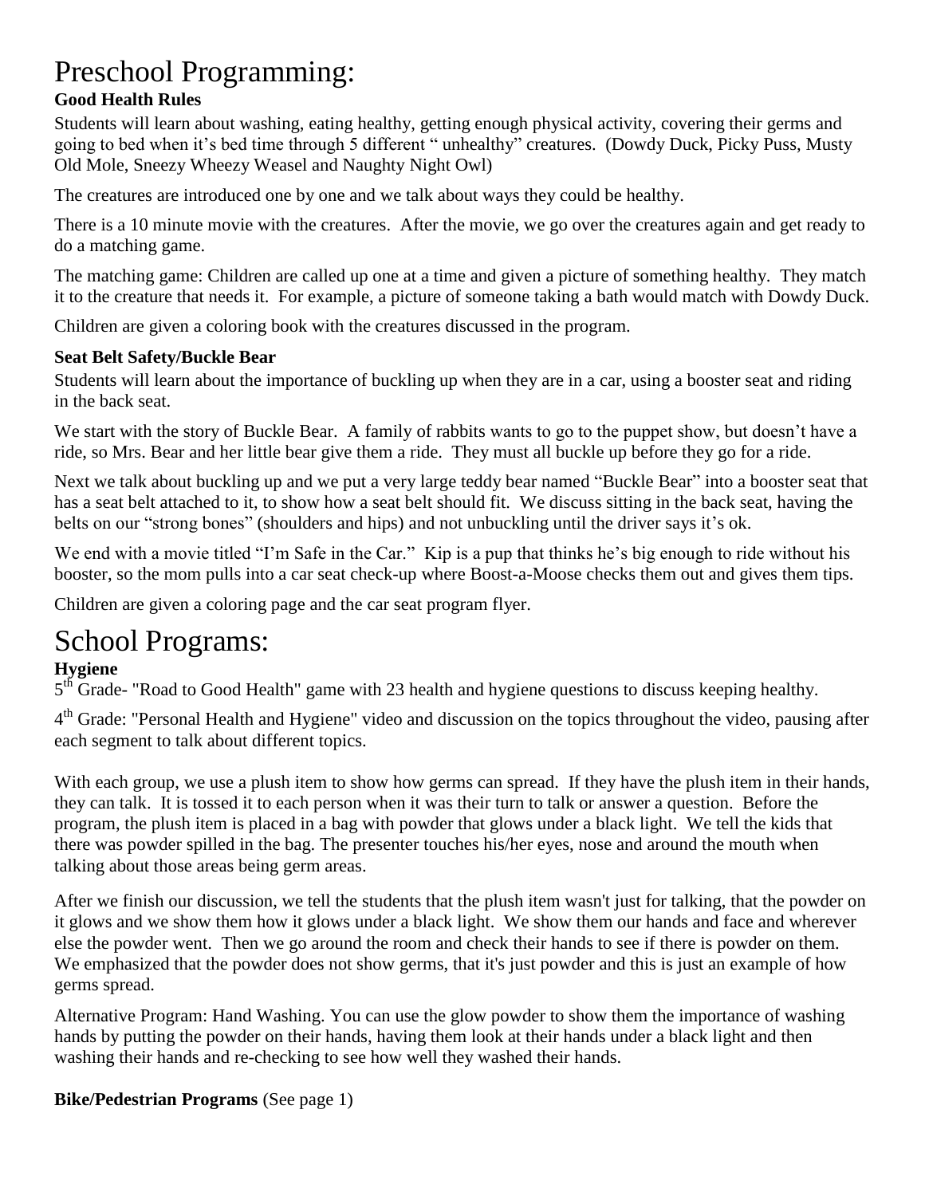# Preschool Programming:

### Good Health Rules

Students will learn about washing, eating healthy, getting enough physical activity, covering their germs and going to bed when it's bed time through 5 different " unhealthy" creatures. (Dowdy Duck, Picky Puss, Musty Old Mole, Sneezy Wheezy Weasel and Naughty Night Owl)

The creatures are introduced one by one and we talk about ways they could be healthy.

There is a 10 minute movie with the creatures. After the movie, we go over the creatures again and get ready to do a matching game.

The matching game: Children are called up one at a time and given a picture of something healthy. They match it to the creature that needs it. For example, a picture of someone taking a bath would match with Dowdy Duck.

Children are given a coloring book with the creatures discussed in the program.

### Seat Belt Safety/Buckle Bear

Students will learn about the importance of buckling up when they are in a car, using a booster seat and riding in the back seat.

We start with the story of Buckle Bear. A family of rabbits wants to go to the puppet show, but doesn't have a ride, so Mrs. Bear and her little bear give them a ride. They must all buckle up before they go for a ride.

Next we talk about buckling up and we put a very large teddy bear named "Buckle Bear" into a booster seat that has a seat belt attached to it, to show how a seat belt should fit. We discuss sitting in the back seat, having the belts on our "strong bones" (shoulders and hips) and not unbuckling until the driver says it's ok.

We end with a movie titled "I'm Safe in the Car." Kip is a pup that thinks he's big enough to ride without his booster, so the mom pulls into a car seat check-up where Boost-a-Moose checks them out and gives them tips.

Children are given a coloring page and the car seat program flyer.

# School Programs:

### Hygiene

5th Grade- "Road to Good Health" game with 23 health and hygiene questions to discuss keeping healthy.

4th Grade: "Personal Health and Hygiene" video and discussion on the topics throughout the video, pausing after each segment to talk about different topics.

With each group, we use a plush item to show how germs can spread. If they have the plush item in their hands, they can talk. It is tossed it to each person when it was their turn to talk or answer a question. Before the program, the plush item is placed in a bag with powder that glows under a black light. We tell the kids that there was powder spilled in the bag. The presenter touches his/her eyes, nose and around the mouth when talking about those areas being germ areas.

After we finish our discussion, we tell the students that the plush item wasn't just for talking, that the powder on it glows and we show them how it glows under a black light. We show them our hands and face and wherever else the powder went. Then we go around the room and check their hands to see if there is powder on them. We emphasized that the powder does not show germs, that it's just powder and this is just an example of how germs spread.

Alternative Program: Hand Washing. You can use the glow powder to show them the importance of washing hands by putting the powder on their hands, having them look at their hands under a black light and then washing their hands and re-checking to see how well they washed their hands.

**Bike/Pedestrian Programs** (See page 1)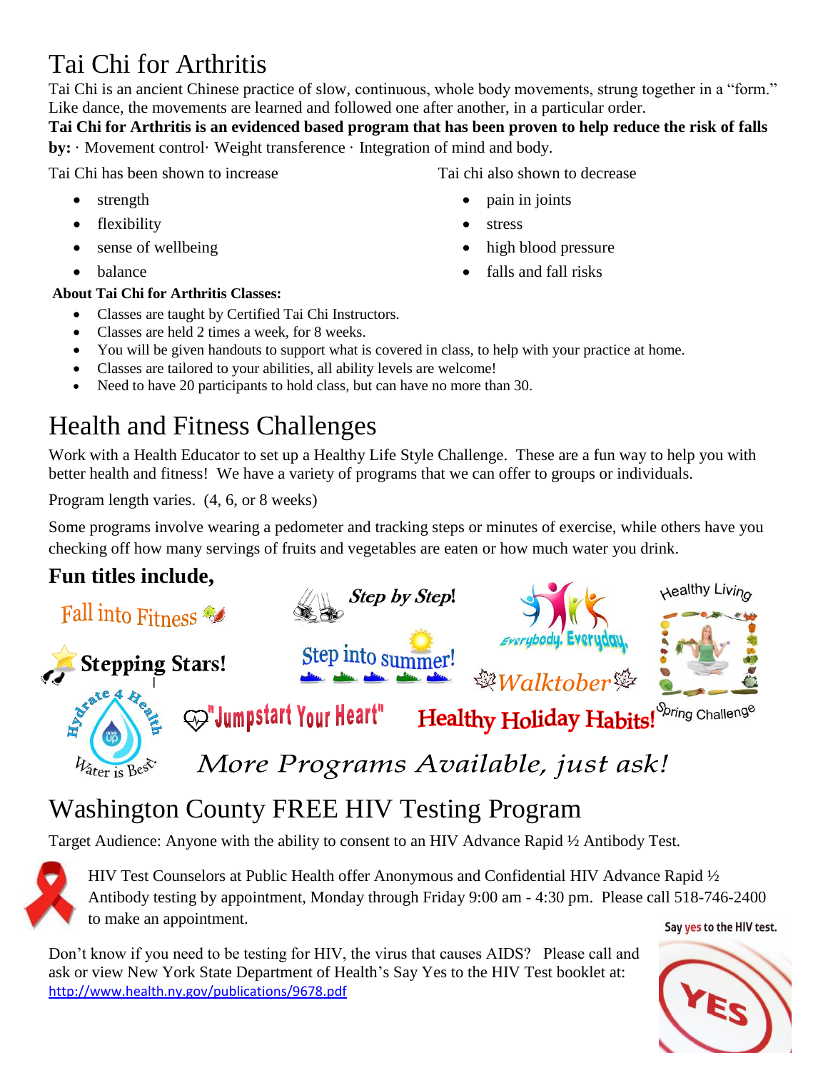# Tai Chi for Arthritis

Tai Chi is an ancient Chinese practice of slow, continuous, whole body movements, strung together in a "form." Like dance, the movements are learned and followed one after another, in a particular order.

**Tai Chi for Arthritis is an evidenced based program that has been proven to help reduce the risk of falls by:** · Movement control· Weight transference · Integration of mind and body.

Tai Chi has been shown to increase

- strength
- flexibility
- sense of wellbeing
- balance

Tai chi also shown to decrease

- pain in joints
- stress
- high blood pressure
- falls and fall risks

**About Tai Chi for Arthritis Classes:**

- Classes are taught by Certified Tai Chi Instructors.
- Classes are held 2 times a week, for 8 weeks.
- You will be given handouts to support what is covered in class, to help with your practice at home.
- Classes are tailored to your abilities, all ability levels are welcome!
- Need to have 20 participants to hold class, but can have no more than 30.

# Health and Fitness Challenges

Work with a Health Educator to set up a Healthy Life Style Challenge. These are a fun way to help you with better health and fitness! We have a variety of programs that we can offer to groups or individuals.

Program length varies. (4, 6, or 8 weeks)

Some programs involve wearing a pedometer and tracking steps or minutes of exercise, while others have you checking off how many servings of fruits and vegetables are eaten or how much water you drink.

**Fun titles include,**

Fall into Fitness

Step by Step!

Everybody. Everyday.

Healthy Living

Stepping Stars!

Step into summer!

Walktober

Hydrate 4 Health – Water is Best

"Jumpstart Your Heart"

Healthy Holiday Habits!

Spring Challenge

*More Programs Available, just ask!*

# Washington County FREE HIV Testing Program

Target Audience: Anyone with the ability to consent to an HIV Advance Rapid ½ Antibody Test.

HIV Test Counselors at Public Health offer Anonymous and Confidential HIV Advance Rapid ½ Antibody testing by appointment, Monday through Friday 9:00 am - 4:30 pm. Please call 518-746-2400 to make an appointment.

Don't know if you need to be testing for HIV, the virus that causes AIDS? Please call and ask or view New York State Department of Health's Say Yes to the HIV Test booklet at: http://www.health.ny.gov/publications/9678.pdf

Say yes to the HIV test.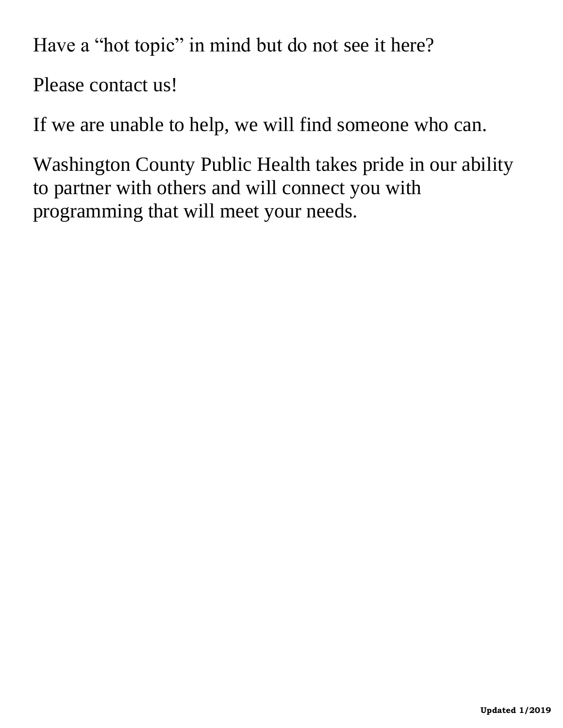Have a “hot topic” in mind but do not see it here?

Please contact us!

If we are unable to help, we will find someone who can.

Washington County Public Health takes pride in our ability to partner with others and will connect you with programming that will meet your needs.

**Updated 1/2019**